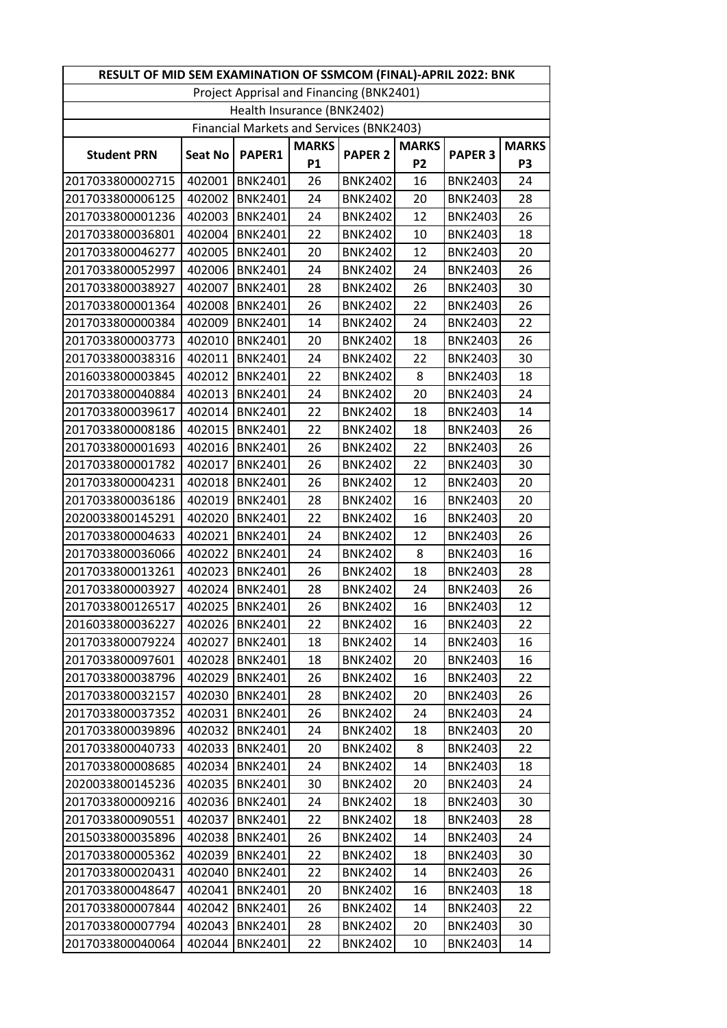| RESULT OF MID SEM EXAMINATION OF SSMCOM (FINAL)-APRIL 2022: BNK | | | | | | | |
|---|---|---|---|---|---|---|---|
| Project Apprisal and Financing (BNK2401) | | | | | | | |
| Health Insurance (BNK2402) | | | | | | | |
| Financial Markets and Services (BNK2403) | | | | | | | |
| Student PRN | Seat No | PAPER1 | MARKS P1 | PAPER 2 | MARKS P2 | PAPER 3 | MARKS P3 |
| 2017033800002715 | 402001 | BNK2401 | 26 | BNK2402 | 16 | BNK2403 | 24 |
| 2017033800006125 | 402002 | BNK2401 | 24 | BNK2402 | 20 | BNK2403 | 28 |
| 2017033800001236 | 402003 | BNK2401 | 24 | BNK2402 | 12 | BNK2403 | 26 |
| 2017033800036801 | 402004 | BNK2401 | 22 | BNK2402 | 10 | BNK2403 | 18 |
| 2017033800046277 | 402005 | BNK2401 | 20 | BNK2402 | 12 | BNK2403 | 20 |
| 2017033800052997 | 402006 | BNK2401 | 24 | BNK2402 | 24 | BNK2403 | 26 |
| 2017033800038927 | 402007 | BNK2401 | 28 | BNK2402 | 26 | BNK2403 | 30 |
| 2017033800001364 | 402008 | BNK2401 | 26 | BNK2402 | 22 | BNK2403 | 26 |
| 2017033800000384 | 402009 | BNK2401 | 14 | BNK2402 | 24 | BNK2403 | 22 |
| 2017033800003773 | 402010 | BNK2401 | 20 | BNK2402 | 18 | BNK2403 | 26 |
| 2017033800038316 | 402011 | BNK2401 | 24 | BNK2402 | 22 | BNK2403 | 30 |
| 2016033800003845 | 402012 | BNK2401 | 22 | BNK2402 | 8 | BNK2403 | 18 |
| 2017033800040884 | 402013 | BNK2401 | 24 | BNK2402 | 20 | BNK2403 | 24 |
| 2017033800039617 | 402014 | BNK2401 | 22 | BNK2402 | 18 | BNK2403 | 14 |
| 2017033800008186 | 402015 | BNK2401 | 22 | BNK2402 | 18 | BNK2403 | 26 |
| 2017033800001693 | 402016 | BNK2401 | 26 | BNK2402 | 22 | BNK2403 | 26 |
| 2017033800001782 | 402017 | BNK2401 | 26 | BNK2402 | 22 | BNK2403 | 30 |
| 2017033800004231 | 402018 | BNK2401 | 26 | BNK2402 | 12 | BNK2403 | 20 |
| 2017033800036186 | 402019 | BNK2401 | 28 | BNK2402 | 16 | BNK2403 | 20 |
| 2020033800145291 | 402020 | BNK2401 | 22 | BNK2402 | 16 | BNK2403 | 20 |
| 2017033800004633 | 402021 | BNK2401 | 24 | BNK2402 | 12 | BNK2403 | 26 |
| 2017033800036066 | 402022 | BNK2401 | 24 | BNK2402 | 8 | BNK2403 | 16 |
| 2017033800013261 | 402023 | BNK2401 | 26 | BNK2402 | 18 | BNK2403 | 28 |
| 2017033800003927 | 402024 | BNK2401 | 28 | BNK2402 | 24 | BNK2403 | 26 |
| 2017033800126517 | 402025 | BNK2401 | 26 | BNK2402 | 16 | BNK2403 | 12 |
| 2016033800036227 | 402026 | BNK2401 | 22 | BNK2402 | 16 | BNK2403 | 22 |
| 2017033800079224 | 402027 | BNK2401 | 18 | BNK2402 | 14 | BNK2403 | 16 |
| 2017033800097601 | 402028 | BNK2401 | 18 | BNK2402 | 20 | BNK2403 | 16 |
| 2017033800038796 | 402029 | BNK2401 | 26 | BNK2402 | 16 | BNK2403 | 22 |
| 2017033800032157 | 402030 | BNK2401 | 28 | BNK2402 | 20 | BNK2403 | 26 |
| 2017033800037352 | 402031 | BNK2401 | 26 | BNK2402 | 24 | BNK2403 | 24 |
| 2017033800039896 | 402032 | BNK2401 | 24 | BNK2402 | 18 | BNK2403 | 20 |
| 2017033800040733 | 402033 | BNK2401 | 20 | BNK2402 | 8 | BNK2403 | 22 |
| 2017033800008685 | 402034 | BNK2401 | 24 | BNK2402 | 14 | BNK2403 | 18 |
| 2020033800145236 | 402035 | BNK2401 | 30 | BNK2402 | 20 | BNK2403 | 24 |
| 2017033800009216 | 402036 | BNK2401 | 24 | BNK2402 | 18 | BNK2403 | 30 |
| 2017033800090551 | 402037 | BNK2401 | 22 | BNK2402 | 18 | BNK2403 | 28 |
| 2015033800035896 | 402038 | BNK2401 | 26 | BNK2402 | 14 | BNK2403 | 24 |
| 2017033800005362 | 402039 | BNK2401 | 22 | BNK2402 | 18 | BNK2403 | 30 |
| 2017033800020431 | 402040 | BNK2401 | 22 | BNK2402 | 14 | BNK2403 | 26 |
| 2017033800048647 | 402041 | BNK2401 | 20 | BNK2402 | 16 | BNK2403 | 18 |
| 2017033800007844 | 402042 | BNK2401 | 26 | BNK2402 | 14 | BNK2403 | 22 |
| 2017033800007794 | 402043 | BNK2401 | 28 | BNK2402 | 20 | BNK2403 | 30 |
| 2017033800040064 | 402044 | BNK2401 | 22 | BNK2402 | 10 | BNK2403 | 14 |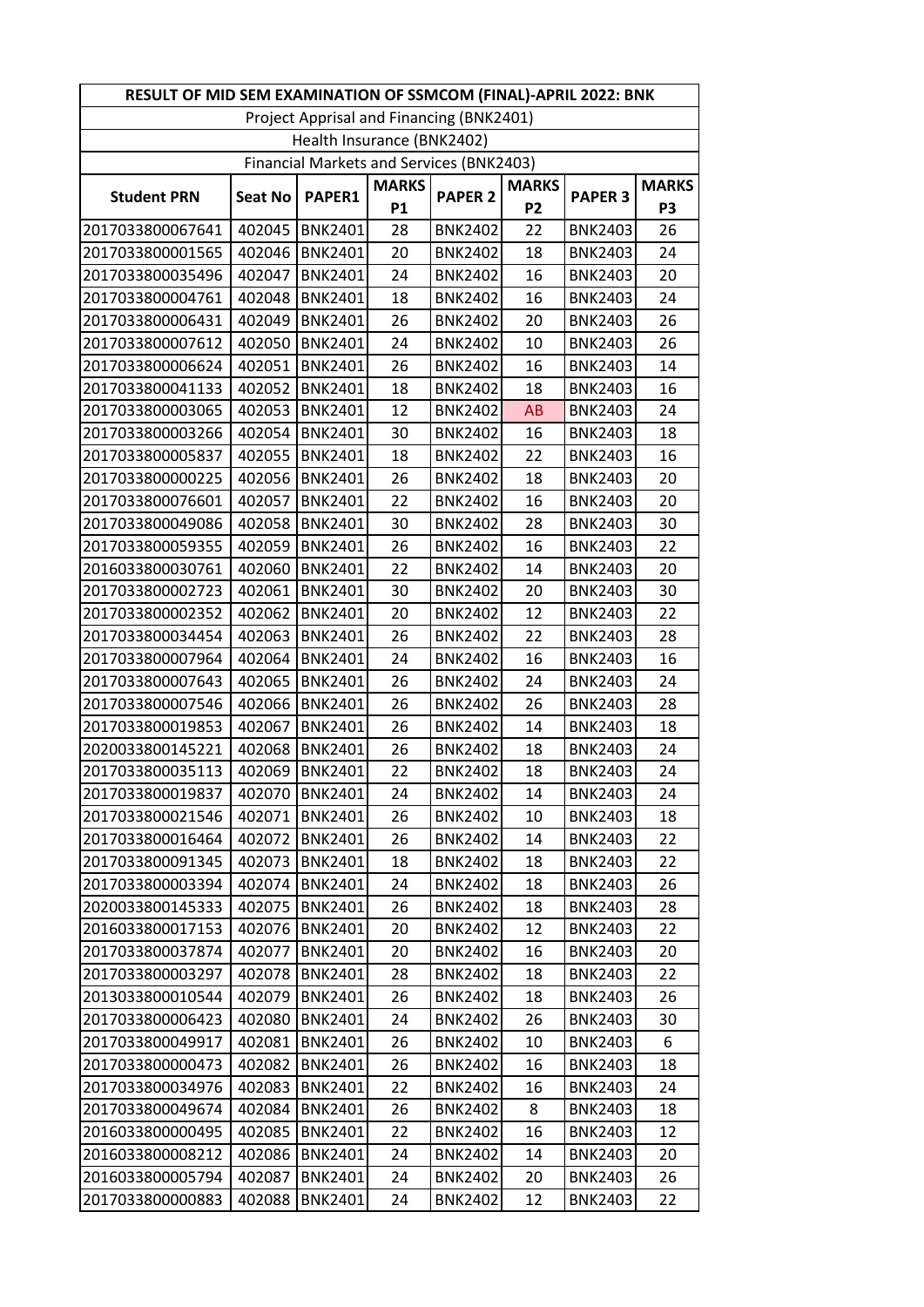| RESULT OF MID SEM EXAMINATION OF SSMCOM (FINAL)-APRIL 2022: BNK | | | | | | | |
|---|---|---|---|---|---|---|---|
| Project Apprisal and Financing (BNK2401) | | | | | | | |
| Health Insurance (BNK2402) | | | | | | | |
| Financial Markets and Services (BNK2403) | | | | | | | |
| **Student PRN** | **Seat No** | **PAPER1** | **MARKS P1** | **PAPER 2** | **MARKS P2** | **PAPER 3** | **MARKS P3** |
| 2017033800067641 | 402045 | BNK2401 | 28 | BNK2402 | 22 | BNK2403 | 26 |
| 2017033800001565 | 402046 | BNK2401 | 20 | BNK2402 | 18 | BNK2403 | 24 |
| 2017033800035496 | 402047 | BNK2401 | 24 | BNK2402 | 16 | BNK2403 | 20 |
| 2017033800004761 | 402048 | BNK2401 | 18 | BNK2402 | 16 | BNK2403 | 24 |
| 2017033800006431 | 402049 | BNK2401 | 26 | BNK2402 | 20 | BNK2403 | 26 |
| 2017033800007612 | 402050 | BNK2401 | 24 | BNK2402 | 10 | BNK2403 | 26 |
| 2017033800006624 | 402051 | BNK2401 | 26 | BNK2402 | 16 | BNK2403 | 14 |
| 2017033800041133 | 402052 | BNK2401 | 18 | BNK2402 | 18 | BNK2403 | 16 |
| 2017033800003065 | 402053 | BNK2401 | 12 | BNK2402 | AB | BNK2403 | 24 |
| 2017033800003266 | 402054 | BNK2401 | 30 | BNK2402 | 16 | BNK2403 | 18 |
| 2017033800005837 | 402055 | BNK2401 | 18 | BNK2402 | 22 | BNK2403 | 16 |
| 2017033800000225 | 402056 | BNK2401 | 26 | BNK2402 | 18 | BNK2403 | 20 |
| 2017033800076601 | 402057 | BNK2401 | 22 | BNK2402 | 16 | BNK2403 | 20 |
| 2017033800049086 | 402058 | BNK2401 | 30 | BNK2402 | 28 | BNK2403 | 30 |
| 2017033800059355 | 402059 | BNK2401 | 26 | BNK2402 | 16 | BNK2403 | 22 |
| 2016033800030761 | 402060 | BNK2401 | 22 | BNK2402 | 14 | BNK2403 | 20 |
| 2017033800002723 | 402061 | BNK2401 | 30 | BNK2402 | 20 | BNK2403 | 30 |
| 2017033800002352 | 402062 | BNK2401 | 20 | BNK2402 | 12 | BNK2403 | 22 |
| 2017033800034454 | 402063 | BNK2401 | 26 | BNK2402 | 22 | BNK2403 | 28 |
| 2017033800007964 | 402064 | BNK2401 | 24 | BNK2402 | 16 | BNK2403 | 16 |
| 2017033800007643 | 402065 | BNK2401 | 26 | BNK2402 | 24 | BNK2403 | 24 |
| 2017033800007546 | 402066 | BNK2401 | 26 | BNK2402 | 26 | BNK2403 | 28 |
| 2017033800019853 | 402067 | BNK2401 | 26 | BNK2402 | 14 | BNK2403 | 18 |
| 2020033800145221 | 402068 | BNK2401 | 26 | BNK2402 | 18 | BNK2403 | 24 |
| 2017033800035113 | 402069 | BNK2401 | 22 | BNK2402 | 18 | BNK2403 | 24 |
| 2017033800019837 | 402070 | BNK2401 | 24 | BNK2402 | 14 | BNK2403 | 24 |
| 2017033800021546 | 402071 | BNK2401 | 26 | BNK2402 | 10 | BNK2403 | 18 |
| 2017033800016464 | 402072 | BNK2401 | 26 | BNK2402 | 14 | BNK2403 | 22 |
| 2017033800091345 | 402073 | BNK2401 | 18 | BNK2402 | 18 | BNK2403 | 22 |
| 2017033800003394 | 402074 | BNK2401 | 24 | BNK2402 | 18 | BNK2403 | 26 |
| 2020033800145333 | 402075 | BNK2401 | 26 | BNK2402 | 18 | BNK2403 | 28 |
| 2016033800017153 | 402076 | BNK2401 | 20 | BNK2402 | 12 | BNK2403 | 22 |
| 2017033800037874 | 402077 | BNK2401 | 20 | BNK2402 | 16 | BNK2403 | 20 |
| 2017033800003297 | 402078 | BNK2401 | 28 | BNK2402 | 18 | BNK2403 | 22 |
| 2013033800010544 | 402079 | BNK2401 | 26 | BNK2402 | 18 | BNK2403 | 26 |
| 2017033800006423 | 402080 | BNK2401 | 24 | BNK2402 | 26 | BNK2403 | 30 |
| 2017033800049917 | 402081 | BNK2401 | 26 | BNK2402 | 10 | BNK2403 | 6 |
| 2017033800000473 | 402082 | BNK2401 | 26 | BNK2402 | 16 | BNK2403 | 18 |
| 2017033800034976 | 402083 | BNK2401 | 22 | BNK2402 | 16 | BNK2403 | 24 |
| 2017033800049674 | 402084 | BNK2401 | 26 | BNK2402 | 8 | BNK2403 | 18 |
| 2016033800000495 | 402085 | BNK2401 | 22 | BNK2402 | 16 | BNK2403 | 12 |
| 2016033800008212 | 402086 | BNK2401 | 24 | BNK2402 | 14 | BNK2403 | 20 |
| 2016033800005794 | 402087 | BNK2401 | 24 | BNK2402 | 20 | BNK2403 | 26 |
| 2017033800000883 | 402088 | BNK2401 | 24 | BNK2402 | 12 | BNK2403 | 22 |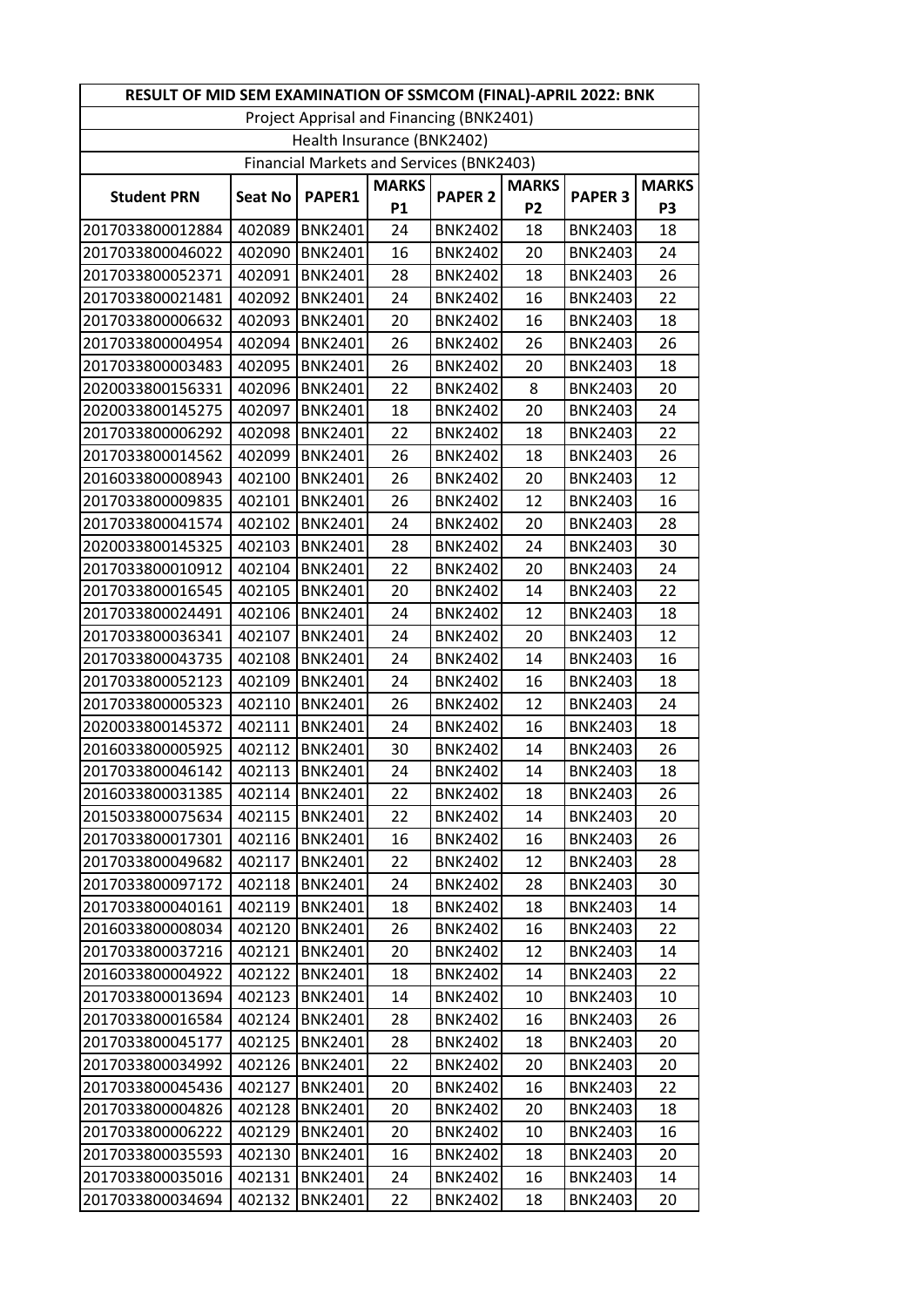| RESULT OF MID SEM EXAMINATION OF SSMCOM (FINAL)-APRIL 2022: BNK | | | | | | | |
|---|---|---|---|---|---|---|---|
| Project Apprisal and Financing (BNK2401) | | | | | | | |
| Health Insurance (BNK2402) | | | | | | | |
| Financial Markets and Services (BNK2403) | | | | | | | |
| Student PRN | Seat No | PAPER1 | MARKS P1 | PAPER 2 | MARKS P2 | PAPER 3 | MARKS P3 |
| 2017033800012884 | 402089 | BNK2401 | 24 | BNK2402 | 18 | BNK2403 | 18 |
| 2017033800046022 | 402090 | BNK2401 | 16 | BNK2402 | 20 | BNK2403 | 24 |
| 2017033800052371 | 402091 | BNK2401 | 28 | BNK2402 | 18 | BNK2403 | 26 |
| 2017033800021481 | 402092 | BNK2401 | 24 | BNK2402 | 16 | BNK2403 | 22 |
| 2017033800006632 | 402093 | BNK2401 | 20 | BNK2402 | 16 | BNK2403 | 18 |
| 2017033800004954 | 402094 | BNK2401 | 26 | BNK2402 | 26 | BNK2403 | 26 |
| 2017033800003483 | 402095 | BNK2401 | 26 | BNK2402 | 20 | BNK2403 | 18 |
| 2020033800156331 | 402096 | BNK2401 | 22 | BNK2402 | 8 | BNK2403 | 20 |
| 2020033800145275 | 402097 | BNK2401 | 18 | BNK2402 | 20 | BNK2403 | 24 |
| 2017033800006292 | 402098 | BNK2401 | 22 | BNK2402 | 18 | BNK2403 | 22 |
| 2017033800014562 | 402099 | BNK2401 | 26 | BNK2402 | 18 | BNK2403 | 26 |
| 2016033800008943 | 402100 | BNK2401 | 26 | BNK2402 | 20 | BNK2403 | 12 |
| 2017033800009835 | 402101 | BNK2401 | 26 | BNK2402 | 12 | BNK2403 | 16 |
| 2017033800041574 | 402102 | BNK2401 | 24 | BNK2402 | 20 | BNK2403 | 28 |
| 2020033800145325 | 402103 | BNK2401 | 28 | BNK2402 | 24 | BNK2403 | 30 |
| 2017033800010912 | 402104 | BNK2401 | 22 | BNK2402 | 20 | BNK2403 | 24 |
| 2017033800016545 | 402105 | BNK2401 | 20 | BNK2402 | 14 | BNK2403 | 22 |
| 2017033800024491 | 402106 | BNK2401 | 24 | BNK2402 | 12 | BNK2403 | 18 |
| 2017033800036341 | 402107 | BNK2401 | 24 | BNK2402 | 20 | BNK2403 | 12 |
| 2017033800043735 | 402108 | BNK2401 | 24 | BNK2402 | 14 | BNK2403 | 16 |
| 2017033800052123 | 402109 | BNK2401 | 24 | BNK2402 | 16 | BNK2403 | 18 |
| 2017033800005323 | 402110 | BNK2401 | 26 | BNK2402 | 12 | BNK2403 | 24 |
| 2020033800145372 | 402111 | BNK2401 | 24 | BNK2402 | 16 | BNK2403 | 18 |
| 2016033800005925 | 402112 | BNK2401 | 30 | BNK2402 | 14 | BNK2403 | 26 |
| 2017033800046142 | 402113 | BNK2401 | 24 | BNK2402 | 14 | BNK2403 | 18 |
| 2016033800031385 | 402114 | BNK2401 | 22 | BNK2402 | 18 | BNK2403 | 26 |
| 2015033800075634 | 402115 | BNK2401 | 22 | BNK2402 | 14 | BNK2403 | 20 |
| 2017033800017301 | 402116 | BNK2401 | 16 | BNK2402 | 16 | BNK2403 | 26 |
| 2017033800049682 | 402117 | BNK2401 | 22 | BNK2402 | 12 | BNK2403 | 28 |
| 2017033800097172 | 402118 | BNK2401 | 24 | BNK2402 | 28 | BNK2403 | 30 |
| 2017033800040161 | 402119 | BNK2401 | 18 | BNK2402 | 18 | BNK2403 | 14 |
| 2016033800008034 | 402120 | BNK2401 | 26 | BNK2402 | 16 | BNK2403 | 22 |
| 2017033800037216 | 402121 | BNK2401 | 20 | BNK2402 | 12 | BNK2403 | 14 |
| 2016033800004922 | 402122 | BNK2401 | 18 | BNK2402 | 14 | BNK2403 | 22 |
| 2017033800013694 | 402123 | BNK2401 | 14 | BNK2402 | 10 | BNK2403 | 10 |
| 2017033800016584 | 402124 | BNK2401 | 28 | BNK2402 | 16 | BNK2403 | 26 |
| 2017033800045177 | 402125 | BNK2401 | 28 | BNK2402 | 18 | BNK2403 | 20 |
| 2017033800034992 | 402126 | BNK2401 | 22 | BNK2402 | 20 | BNK2403 | 20 |
| 2017033800045436 | 402127 | BNK2401 | 20 | BNK2402 | 16 | BNK2403 | 22 |
| 2017033800004826 | 402128 | BNK2401 | 20 | BNK2402 | 20 | BNK2403 | 18 |
| 2017033800006222 | 402129 | BNK2401 | 20 | BNK2402 | 10 | BNK2403 | 16 |
| 2017033800035593 | 402130 | BNK2401 | 16 | BNK2402 | 18 | BNK2403 | 20 |
| 2017033800035016 | 402131 | BNK2401 | 24 | BNK2402 | 16 | BNK2403 | 14 |
| 2017033800034694 | 402132 | BNK2401 | 22 | BNK2402 | 18 | BNK2403 | 20 |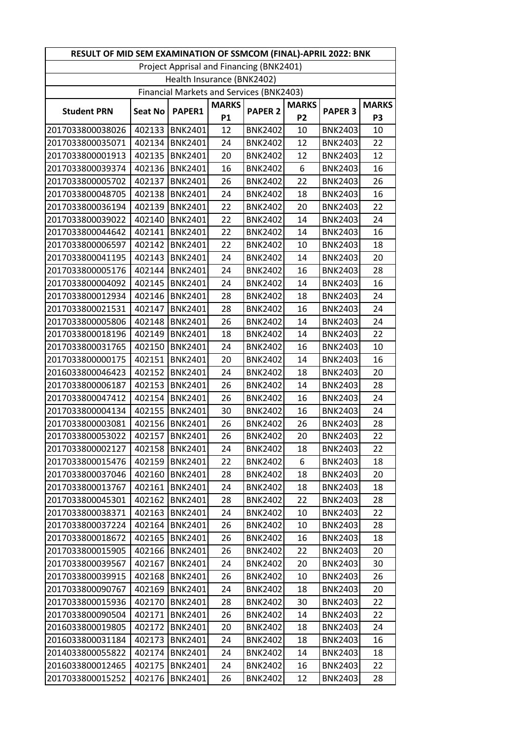| RESULT OF MID SEM EXAMINATION OF SSMCOM (FINAL)-APRIL 2022: BNK | | | | | | | |
|---|---|---|---|---|---|---|---|
| Project Apprisal and Financing (BNK2401) | | | | | | | |
| Health Insurance (BNK2402) | | | | | | | |
| Financial Markets and Services (BNK2403) | | | | | | | |
| Student PRN | Seat No | PAPER1 | MARKS P1 | PAPER 2 | MARKS P2 | PAPER 3 | MARKS P3 |
| 2017033800038026 | 402133 | BNK2401 | 12 | BNK2402 | 10 | BNK2403 | 10 |
| 2017033800035071 | 402134 | BNK2401 | 24 | BNK2402 | 12 | BNK2403 | 22 |
| 2017033800001913 | 402135 | BNK2401 | 20 | BNK2402 | 12 | BNK2403 | 12 |
| 2017033800039374 | 402136 | BNK2401 | 16 | BNK2402 | 6 | BNK2403 | 16 |
| 2017033800005702 | 402137 | BNK2401 | 26 | BNK2402 | 22 | BNK2403 | 26 |
| 2017033800048705 | 402138 | BNK2401 | 24 | BNK2402 | 18 | BNK2403 | 16 |
| 2017033800036194 | 402139 | BNK2401 | 22 | BNK2402 | 20 | BNK2403 | 22 |
| 2017033800039022 | 402140 | BNK2401 | 22 | BNK2402 | 14 | BNK2403 | 24 |
| 2017033800044642 | 402141 | BNK2401 | 22 | BNK2402 | 14 | BNK2403 | 16 |
| 2017033800006597 | 402142 | BNK2401 | 22 | BNK2402 | 10 | BNK2403 | 18 |
| 2017033800041195 | 402143 | BNK2401 | 24 | BNK2402 | 14 | BNK2403 | 20 |
| 2017033800005176 | 402144 | BNK2401 | 24 | BNK2402 | 16 | BNK2403 | 28 |
| 2017033800004092 | 402145 | BNK2401 | 24 | BNK2402 | 14 | BNK2403 | 16 |
| 2017033800012934 | 402146 | BNK2401 | 28 | BNK2402 | 18 | BNK2403 | 24 |
| 2017033800021531 | 402147 | BNK2401 | 28 | BNK2402 | 16 | BNK2403 | 24 |
| 2017033800005806 | 402148 | BNK2401 | 26 | BNK2402 | 14 | BNK2403 | 24 |
| 2017033800018196 | 402149 | BNK2401 | 18 | BNK2402 | 14 | BNK2403 | 22 |
| 2017033800031765 | 402150 | BNK2401 | 24 | BNK2402 | 16 | BNK2403 | 10 |
| 2017033800000175 | 402151 | BNK2401 | 20 | BNK2402 | 14 | BNK2403 | 16 |
| 2016033800046423 | 402152 | BNK2401 | 24 | BNK2402 | 18 | BNK2403 | 20 |
| 2017033800006187 | 402153 | BNK2401 | 26 | BNK2402 | 14 | BNK2403 | 28 |
| 2017033800047412 | 402154 | BNK2401 | 26 | BNK2402 | 16 | BNK2403 | 24 |
| 2017033800004134 | 402155 | BNK2401 | 30 | BNK2402 | 16 | BNK2403 | 24 |
| 2017033800003081 | 402156 | BNK2401 | 26 | BNK2402 | 26 | BNK2403 | 28 |
| 2017033800053022 | 402157 | BNK2401 | 26 | BNK2402 | 20 | BNK2403 | 22 |
| 2017033800002127 | 402158 | BNK2401 | 24 | BNK2402 | 18 | BNK2403 | 22 |
| 2017033800015476 | 402159 | BNK2401 | 22 | BNK2402 | 6 | BNK2403 | 18 |
| 2017033800037046 | 402160 | BNK2401 | 28 | BNK2402 | 18 | BNK2403 | 20 |
| 2017033800013767 | 402161 | BNK2401 | 24 | BNK2402 | 18 | BNK2403 | 18 |
| 2017033800045301 | 402162 | BNK2401 | 28 | BNK2402 | 22 | BNK2403 | 28 |
| 2017033800038371 | 402163 | BNK2401 | 24 | BNK2402 | 10 | BNK2403 | 22 |
| 2017033800037224 | 402164 | BNK2401 | 26 | BNK2402 | 10 | BNK2403 | 28 |
| 2017033800018672 | 402165 | BNK2401 | 26 | BNK2402 | 16 | BNK2403 | 18 |
| 2017033800015905 | 402166 | BNK2401 | 26 | BNK2402 | 22 | BNK2403 | 20 |
| 2017033800039567 | 402167 | BNK2401 | 24 | BNK2402 | 20 | BNK2403 | 30 |
| 2017033800039915 | 402168 | BNK2401 | 26 | BNK2402 | 10 | BNK2403 | 26 |
| 2017033800090767 | 402169 | BNK2401 | 24 | BNK2402 | 18 | BNK2403 | 20 |
| 2017033800015936 | 402170 | BNK2401 | 28 | BNK2402 | 30 | BNK2403 | 22 |
| 2017033800090504 | 402171 | BNK2401 | 26 | BNK2402 | 14 | BNK2403 | 22 |
| 2016033800019805 | 402172 | BNK2401 | 20 | BNK2402 | 18 | BNK2403 | 24 |
| 2016033800031184 | 402173 | BNK2401 | 24 | BNK2402 | 18 | BNK2403 | 16 |
| 2014033800055822 | 402174 | BNK2401 | 24 | BNK2402 | 14 | BNK2403 | 18 |
| 2016033800012465 | 402175 | BNK2401 | 24 | BNK2402 | 16 | BNK2403 | 22 |
| 2017033800015252 | 402176 | BNK2401 | 26 | BNK2402 | 12 | BNK2403 | 28 |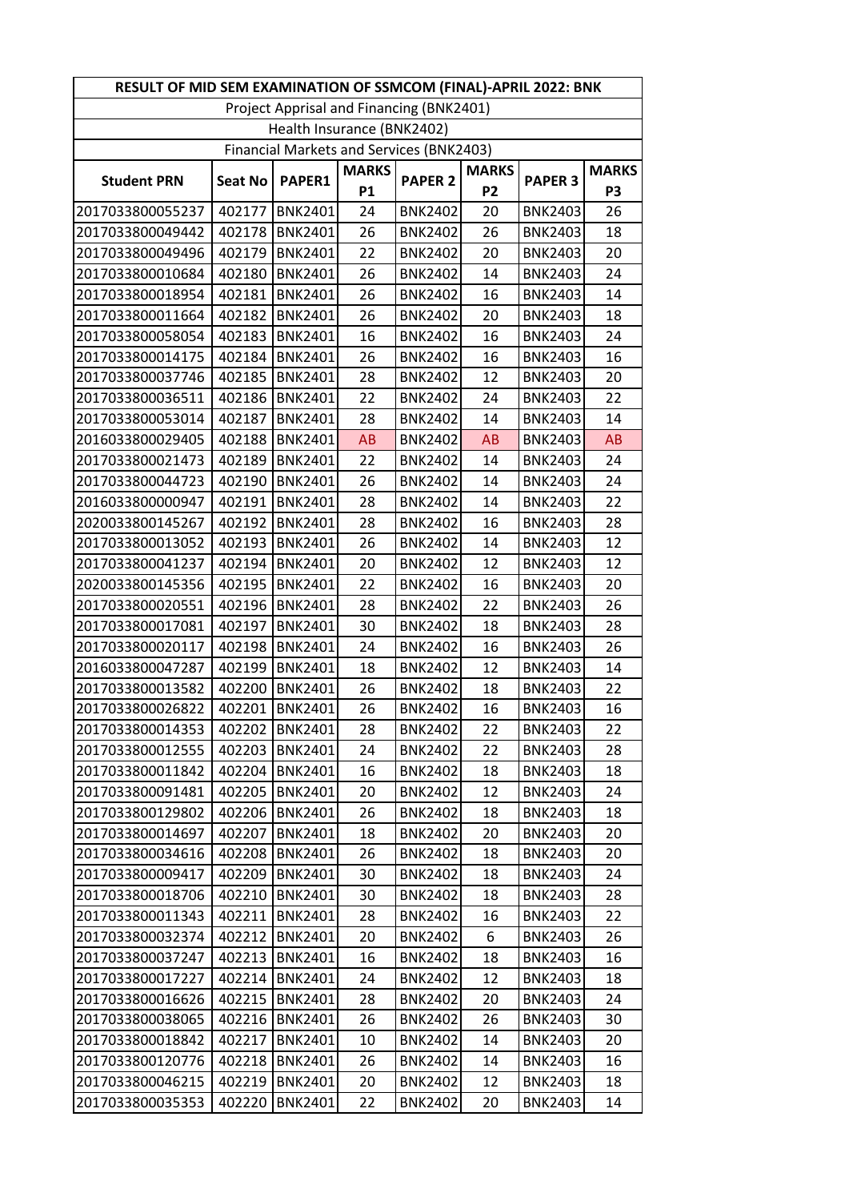| RESULT OF MID SEM EXAMINATION OF SSMCOM (FINAL)-APRIL 2022: BNK | | | | | | | |
|---|---|---|---|---|---|---|---|
| Project Apprisal and Financing (BNK2401) | | | | | | | |
| Health Insurance (BNK2402) | | | | | | | |
| Financial Markets and Services (BNK2403) | | | | | | | |
| **Student PRN** | **Seat No** | **PAPER1** | **MARKS P1** | **PAPER 2** | **MARKS P2** | **PAPER 3** | **MARKS P3** |
| 2017033800055237 | 402177 | BNK2401 | 24 | BNK2402 | 20 | BNK2403 | 26 |
| 2017033800049442 | 402178 | BNK2401 | 26 | BNK2402 | 26 | BNK2403 | 18 |
| 2017033800049496 | 402179 | BNK2401 | 22 | BNK2402 | 20 | BNK2403 | 20 |
| 2017033800010684 | 402180 | BNK2401 | 26 | BNK2402 | 14 | BNK2403 | 24 |
| 2017033800018954 | 402181 | BNK2401 | 26 | BNK2402 | 16 | BNK2403 | 14 |
| 2017033800011664 | 402182 | BNK2401 | 26 | BNK2402 | 20 | BNK2403 | 18 |
| 2017033800058054 | 402183 | BNK2401 | 16 | BNK2402 | 16 | BNK2403 | 24 |
| 2017033800014175 | 402184 | BNK2401 | 26 | BNK2402 | 16 | BNK2403 | 16 |
| 2017033800037746 | 402185 | BNK2401 | 28 | BNK2402 | 12 | BNK2403 | 20 |
| 2017033800036511 | 402186 | BNK2401 | 22 | BNK2402 | 24 | BNK2403 | 22 |
| 2017033800053014 | 402187 | BNK2401 | 28 | BNK2402 | 14 | BNK2403 | 14 |
| 2016033800029405 | 402188 | BNK2401 | AB | BNK2402 | AB | BNK2403 | AB |
| 2017033800021473 | 402189 | BNK2401 | 22 | BNK2402 | 14 | BNK2403 | 24 |
| 2017033800044723 | 402190 | BNK2401 | 26 | BNK2402 | 14 | BNK2403 | 24 |
| 2016033800000947 | 402191 | BNK2401 | 28 | BNK2402 | 14 | BNK2403 | 22 |
| 2020033800145267 | 402192 | BNK2401 | 28 | BNK2402 | 16 | BNK2403 | 28 |
| 2017033800013052 | 402193 | BNK2401 | 26 | BNK2402 | 14 | BNK2403 | 12 |
| 2017033800041237 | 402194 | BNK2401 | 20 | BNK2402 | 12 | BNK2403 | 12 |
| 2020033800145356 | 402195 | BNK2401 | 22 | BNK2402 | 16 | BNK2403 | 20 |
| 2017033800020551 | 402196 | BNK2401 | 28 | BNK2402 | 22 | BNK2403 | 26 |
| 2017033800017081 | 402197 | BNK2401 | 30 | BNK2402 | 18 | BNK2403 | 28 |
| 2017033800020117 | 402198 | BNK2401 | 24 | BNK2402 | 16 | BNK2403 | 26 |
| 2016033800047287 | 402199 | BNK2401 | 18 | BNK2402 | 12 | BNK2403 | 14 |
| 2017033800013582 | 402200 | BNK2401 | 26 | BNK2402 | 18 | BNK2403 | 22 |
| 2017033800026822 | 402201 | BNK2401 | 26 | BNK2402 | 16 | BNK2403 | 16 |
| 2017033800014353 | 402202 | BNK2401 | 28 | BNK2402 | 22 | BNK2403 | 22 |
| 2017033800012555 | 402203 | BNK2401 | 24 | BNK2402 | 22 | BNK2403 | 28 |
| 2017033800011842 | 402204 | BNK2401 | 16 | BNK2402 | 18 | BNK2403 | 18 |
| 2017033800091481 | 402205 | BNK2401 | 20 | BNK2402 | 12 | BNK2403 | 24 |
| 2017033800129802 | 402206 | BNK2401 | 26 | BNK2402 | 18 | BNK2403 | 18 |
| 2017033800014697 | 402207 | BNK2401 | 18 | BNK2402 | 20 | BNK2403 | 20 |
| 2017033800034616 | 402208 | BNK2401 | 26 | BNK2402 | 18 | BNK2403 | 20 |
| 2017033800009417 | 402209 | BNK2401 | 30 | BNK2402 | 18 | BNK2403 | 24 |
| 2017033800018706 | 402210 | BNK2401 | 30 | BNK2402 | 18 | BNK2403 | 28 |
| 2017033800011343 | 402211 | BNK2401 | 28 | BNK2402 | 16 | BNK2403 | 22 |
| 2017033800032374 | 402212 | BNK2401 | 20 | BNK2402 | 6 | BNK2403 | 26 |
| 2017033800037247 | 402213 | BNK2401 | 16 | BNK2402 | 18 | BNK2403 | 16 |
| 2017033800017227 | 402214 | BNK2401 | 24 | BNK2402 | 12 | BNK2403 | 18 |
| 2017033800016626 | 402215 | BNK2401 | 28 | BNK2402 | 20 | BNK2403 | 24 |
| 2017033800038065 | 402216 | BNK2401 | 26 | BNK2402 | 26 | BNK2403 | 30 |
| 2017033800018842 | 402217 | BNK2401 | 10 | BNK2402 | 14 | BNK2403 | 20 |
| 2017033800120776 | 402218 | BNK2401 | 26 | BNK2402 | 14 | BNK2403 | 16 |
| 2017033800046215 | 402219 | BNK2401 | 20 | BNK2402 | 12 | BNK2403 | 18 |
| 2017033800035353 | 402220 | BNK2401 | 22 | BNK2402 | 20 | BNK2403 | 14 |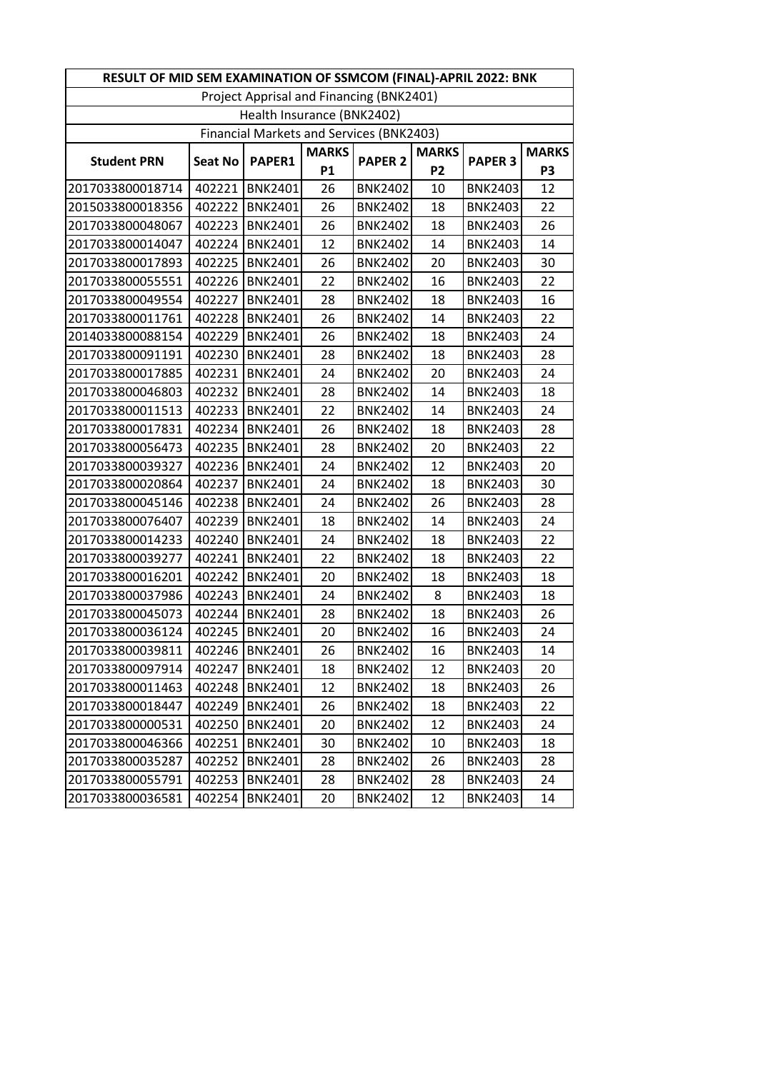| RESULT OF MID SEM EXAMINATION OF SSMCOM (FINAL)-APRIL 2022: BNK | | | | | | | |
|---|---|---|---|---|---|---|---|
| Project Apprisal and Financing (BNK2401) | | | | | | | |
| Health Insurance (BNK2402) | | | | | | | |
| Financial Markets and Services (BNK2403) | | | | | | | |
| Student PRN | Seat No | PAPER1 | MARKS P1 | PAPER 2 | MARKS P2 | PAPER 3 | MARKS P3 |
| 2017033800018714 | 402221 | BNK2401 | 26 | BNK2402 | 10 | BNK2403 | 12 |
| 2015033800018356 | 402222 | BNK2401 | 26 | BNK2402 | 18 | BNK2403 | 22 |
| 2017033800048067 | 402223 | BNK2401 | 26 | BNK2402 | 18 | BNK2403 | 26 |
| 2017033800014047 | 402224 | BNK2401 | 12 | BNK2402 | 14 | BNK2403 | 14 |
| 2017033800017893 | 402225 | BNK2401 | 26 | BNK2402 | 20 | BNK2403 | 30 |
| 2017033800055551 | 402226 | BNK2401 | 22 | BNK2402 | 16 | BNK2403 | 22 |
| 2017033800049554 | 402227 | BNK2401 | 28 | BNK2402 | 18 | BNK2403 | 16 |
| 2017033800011761 | 402228 | BNK2401 | 26 | BNK2402 | 14 | BNK2403 | 22 |
| 2014033800088154 | 402229 | BNK2401 | 26 | BNK2402 | 18 | BNK2403 | 24 |
| 2017033800091191 | 402230 | BNK2401 | 28 | BNK2402 | 18 | BNK2403 | 28 |
| 2017033800017885 | 402231 | BNK2401 | 24 | BNK2402 | 20 | BNK2403 | 24 |
| 2017033800046803 | 402232 | BNK2401 | 28 | BNK2402 | 14 | BNK2403 | 18 |
| 2017033800011513 | 402233 | BNK2401 | 22 | BNK2402 | 14 | BNK2403 | 24 |
| 2017033800017831 | 402234 | BNK2401 | 26 | BNK2402 | 18 | BNK2403 | 28 |
| 2017033800056473 | 402235 | BNK2401 | 28 | BNK2402 | 20 | BNK2403 | 22 |
| 2017033800039327 | 402236 | BNK2401 | 24 | BNK2402 | 12 | BNK2403 | 20 |
| 2017033800020864 | 402237 | BNK2401 | 24 | BNK2402 | 18 | BNK2403 | 30 |
| 2017033800045146 | 402238 | BNK2401 | 24 | BNK2402 | 26 | BNK2403 | 28 |
| 2017033800076407 | 402239 | BNK2401 | 18 | BNK2402 | 14 | BNK2403 | 24 |
| 2017033800014233 | 402240 | BNK2401 | 24 | BNK2402 | 18 | BNK2403 | 22 |
| 2017033800039277 | 402241 | BNK2401 | 22 | BNK2402 | 18 | BNK2403 | 22 |
| 2017033800016201 | 402242 | BNK2401 | 20 | BNK2402 | 18 | BNK2403 | 18 |
| 2017033800037986 | 402243 | BNK2401 | 24 | BNK2402 | 8 | BNK2403 | 18 |
| 2017033800045073 | 402244 | BNK2401 | 28 | BNK2402 | 18 | BNK2403 | 26 |
| 2017033800036124 | 402245 | BNK2401 | 20 | BNK2402 | 16 | BNK2403 | 24 |
| 2017033800039811 | 402246 | BNK2401 | 26 | BNK2402 | 16 | BNK2403 | 14 |
| 2017033800097914 | 402247 | BNK2401 | 18 | BNK2402 | 12 | BNK2403 | 20 |
| 2017033800011463 | 402248 | BNK2401 | 12 | BNK2402 | 18 | BNK2403 | 26 |
| 2017033800018447 | 402249 | BNK2401 | 26 | BNK2402 | 18 | BNK2403 | 22 |
| 2017033800000531 | 402250 | BNK2401 | 20 | BNK2402 | 12 | BNK2403 | 24 |
| 2017033800046366 | 402251 | BNK2401 | 30 | BNK2402 | 10 | BNK2403 | 18 |
| 2017033800035287 | 402252 | BNK2401 | 28 | BNK2402 | 26 | BNK2403 | 28 |
| 2017033800055791 | 402253 | BNK2401 | 28 | BNK2402 | 28 | BNK2403 | 24 |
| 2017033800036581 | 402254 | BNK2401 | 20 | BNK2402 | 12 | BNK2403 | 14 |